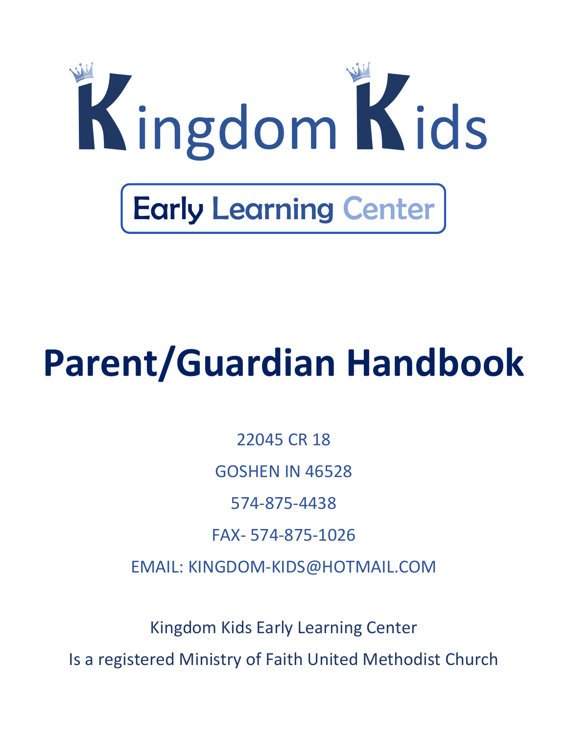# Kingdom Kids

## Early Learning Center

# Parent/Guardian Handbook

22045 CR 18

GOSHEN IN 46528

574-875-4438

FAX- 574-875-1026

EMAIL: KINGDOM-KIDS@HOTMAIL.COM

Kingdom Kids Early Learning Center

Is a registered Ministry of Faith United Methodist Church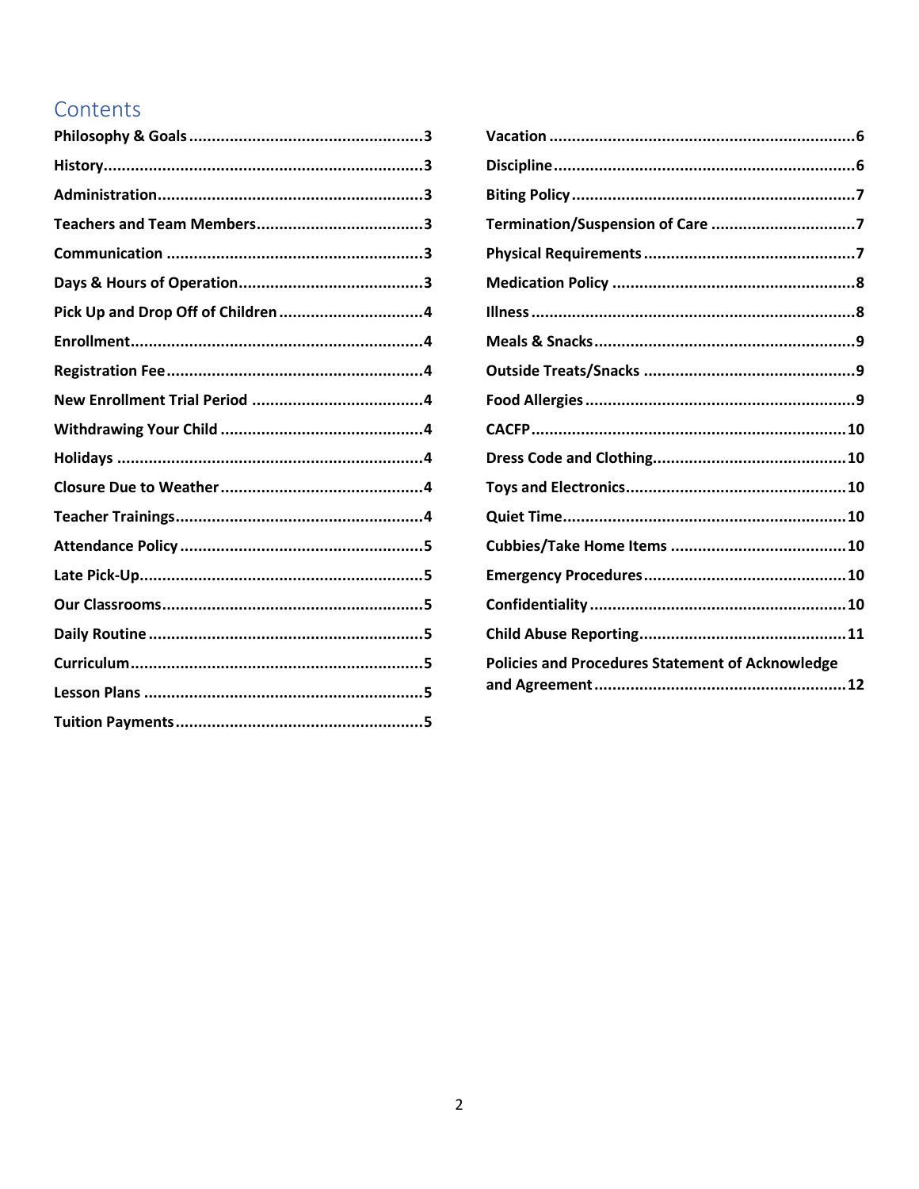## Contents

**Philosophy & Goals** .......................................... 3
**History** .......................................... 3
**Administration** .......................................... 3
**Teachers and Team Members** .......................................... 3
**Communication** .......................................... 3
**Days & Hours of Operation** .......................................... 3
**Pick Up and Drop Off of Children** .......................................... 4
**Enrollment** .......................................... 4
**Registration Fee** .......................................... 4
**New Enrollment Trial Period** .......................................... 4
**Withdrawing Your Child** .......................................... 4
**Holidays** .......................................... 4
**Closure Due to Weather** .......................................... 4
**Teacher Trainings** .......................................... 4
**Attendance Policy** .......................................... 5
**Late Pick-Up** .......................................... 5
**Our Classrooms** .......................................... 5
**Daily Routine** .......................................... 5
**Curriculum** .......................................... 5
**Lesson Plans** .......................................... 5
**Tuition Payments** .......................................... 5
**Vacation** .......................................... 6
**Discipline** .......................................... 6
**Biting Policy** .......................................... 7
**Termination/Suspension of Care** .......................................... 7
**Physical Requirements** .......................................... 7
**Medication Policy** .......................................... 8
**Illness** .......................................... 8
**Meals & Snacks** .......................................... 9
**Outside Treats/Snacks** .......................................... 9
**Food Allergies** .......................................... 9
**CACFP** .......................................... 10
**Dress Code and Clothing** .......................................... 10
**Toys and Electronics** .......................................... 10
**Quiet Time** .......................................... 10
**Cubbies/Take Home Items** .......................................... 10
**Emergency Procedures** .......................................... 10
**Confidentiality** .......................................... 10
**Child Abuse Reporting** .......................................... 11
**Policies and Procedures Statement of Acknowledge and Agreement** .......................................... 12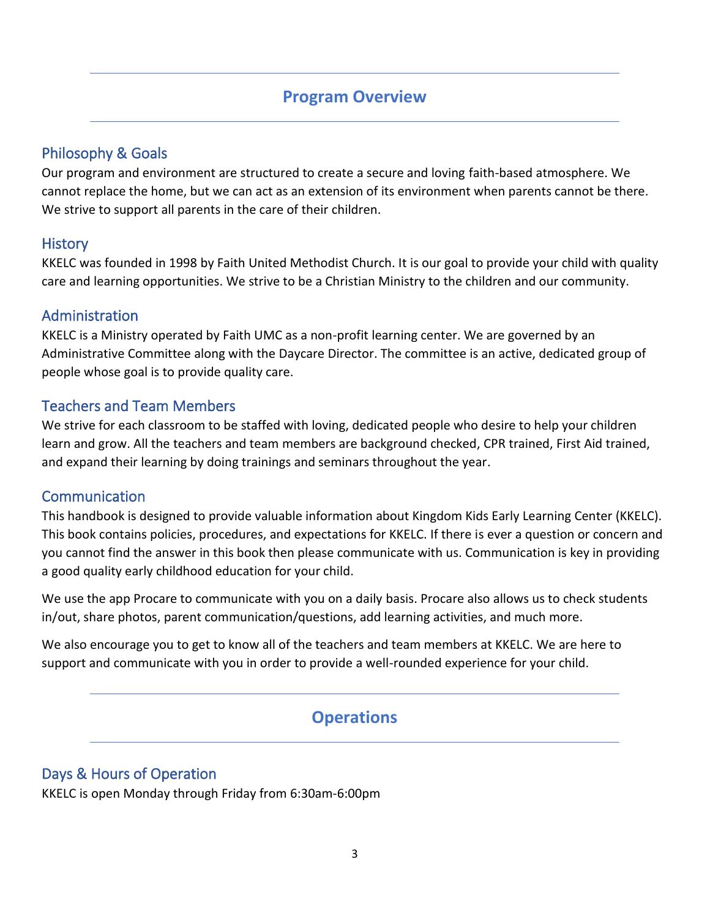# Program Overview

## Philosophy & Goals

Our program and environment are structured to create a secure and loving faith-based atmosphere. We cannot replace the home, but we can act as an extension of its environment when parents cannot be there. We strive to support all parents in the care of their children.

## History

KKELC was founded in 1998 by Faith United Methodist Church. It is our goal to provide your child with quality care and learning opportunities. We strive to be a Christian Ministry to the children and our community.

## Administration

KKELC is a Ministry operated by Faith UMC as a non-profit learning center. We are governed by an Administrative Committee along with the Daycare Director. The committee is an active, dedicated group of people whose goal is to provide quality care.

## Teachers and Team Members

We strive for each classroom to be staffed with loving, dedicated people who desire to help your children learn and grow. All the teachers and team members are background checked, CPR trained, First Aid trained, and expand their learning by doing trainings and seminars throughout the year.

## Communication

This handbook is designed to provide valuable information about Kingdom Kids Early Learning Center (KKELC). This book contains policies, procedures, and expectations for KKELC. If there is ever a question or concern and you cannot find the answer in this book then please communicate with us. Communication is key in providing a good quality early childhood education for your child.

We use the app Procare to communicate with you on a daily basis. Procare also allows us to check students in/out, share photos, parent communication/questions, add learning activities, and much more.

We also encourage you to get to know all of the teachers and team members at KKELC. We are here to support and communicate with you in order to provide a well-rounded experience for your child.

# Operations

## Days & Hours of Operation

KKELC is open Monday through Friday from 6:30am-6:00pm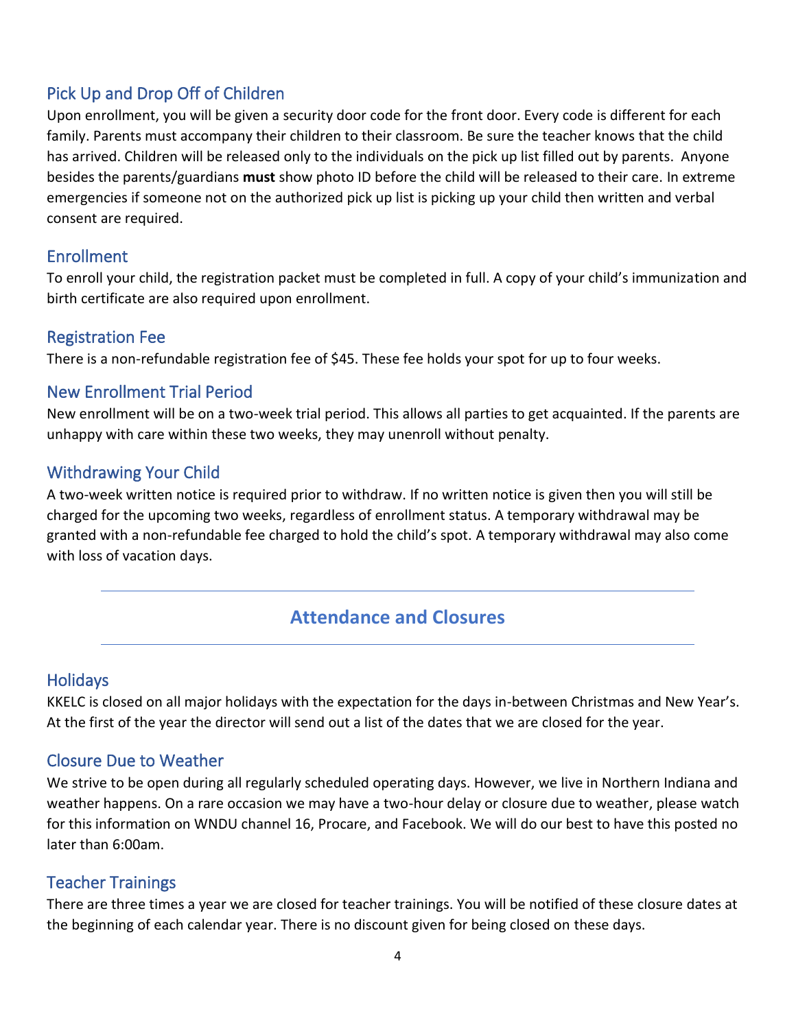## Pick Up and Drop Off of Children

Upon enrollment, you will be given a security door code for the front door. Every code is different for each family. Parents must accompany their children to their classroom. Be sure the teacher knows that the child has arrived. Children will be released only to the individuals on the pick up list filled out by parents. Anyone besides the parents/guardians **must** show photo ID before the child will be released to their care. In extreme emergencies if someone not on the authorized pick up list is picking up your child then written and verbal consent are required.

## Enrollment

To enroll your child, the registration packet must be completed in full. A copy of your child's immunization and birth certificate are also required upon enrollment.

## Registration Fee

There is a non-refundable registration fee of $45. These fee holds your spot for up to four weeks.

## New Enrollment Trial Period

New enrollment will be on a two-week trial period. This allows all parties to get acquainted. If the parents are unhappy with care within these two weeks, they may unenroll without penalty.

## Withdrawing Your Child

A two-week written notice is required prior to withdraw. If no written notice is given then you will still be charged for the upcoming two weeks, regardless of enrollment status. A temporary withdrawal may be granted with a non-refundable fee charged to hold the child's spot. A temporary withdrawal may also come with loss of vacation days.

---

# Attendance and Closures

---

## Holidays

KKELC is closed on all major holidays with the expectation for the days in-between Christmas and New Year's. At the first of the year the director will send out a list of the dates that we are closed for the year.

## Closure Due to Weather

We strive to be open during all regularly scheduled operating days. However, we live in Northern Indiana and weather happens. On a rare occasion we may have a two-hour delay or closure due to weather, please watch for this information on WNDU channel 16, Procare, and Facebook. We will do our best to have this posted no later than 6:00am.

## Teacher Trainings

There are three times a year we are closed for teacher trainings. You will be notified of these closure dates at the beginning of each calendar year. There is no discount given for being closed on these days.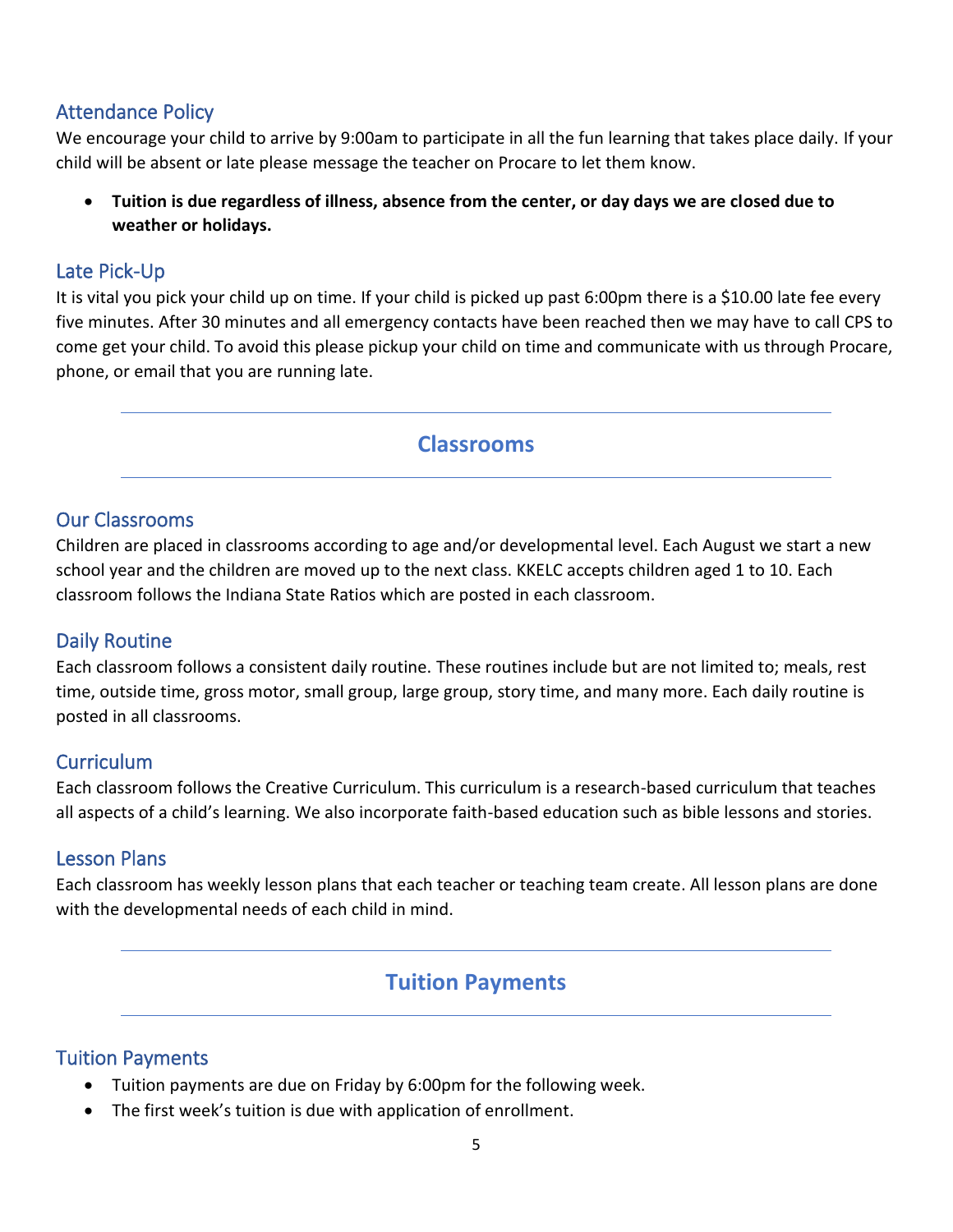### Attendance Policy

We encourage your child to arrive by 9:00am to participate in all the fun learning that takes place daily. If your child will be absent or late please message the teacher on Procare to let them know.

- **Tuition is due regardless of illness, absence from the center, or day days we are closed due to weather or holidays.**

### Late Pick-Up

It is vital you pick your child up on time. If your child is picked up past 6:00pm there is a $10.00 late fee every five minutes. After 30 minutes and all emergency contacts have been reached then we may have to call CPS to come get your child. To avoid this please pickup your child on time and communicate with us through Procare, phone, or email that you are running late.

---

## Classrooms

---

### Our Classrooms

Children are placed in classrooms according to age and/or developmental level. Each August we start a new school year and the children are moved up to the next class. KKELC accepts children aged 1 to 10. Each classroom follows the Indiana State Ratios which are posted in each classroom.

### Daily Routine

Each classroom follows a consistent daily routine. These routines include but are not limited to; meals, rest time, outside time, gross motor, small group, large group, story time, and many more. Each daily routine is posted in all classrooms.

### Curriculum

Each classroom follows the Creative Curriculum. This curriculum is a research-based curriculum that teaches all aspects of a child's learning. We also incorporate faith-based education such as bible lessons and stories.

### Lesson Plans

Each classroom has weekly lesson plans that each teacher or teaching team create. All lesson plans are done with the developmental needs of each child in mind.

---

## Tuition Payments

---

### Tuition Payments

- Tuition payments are due on Friday by 6:00pm for the following week.
- The first week's tuition is due with application of enrollment.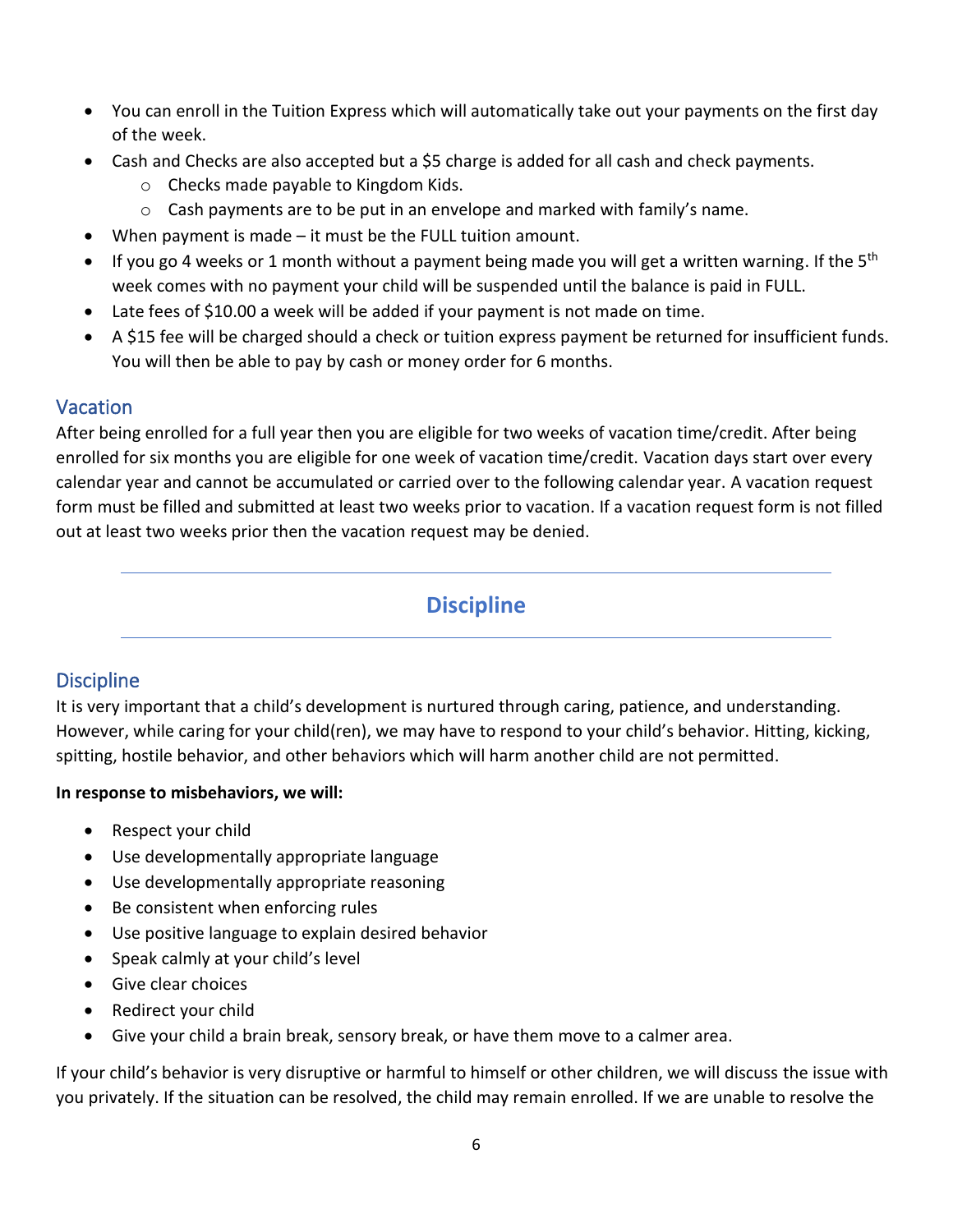- You can enroll in the Tuition Express which will automatically take out your payments on the first day of the week.
- Cash and Checks are also accepted but a $5 charge is added for all cash and check payments.
  - Checks made payable to Kingdom Kids.
  - Cash payments are to be put in an envelope and marked with family's name.
- When payment is made – it must be the FULL tuition amount.
- If you go 4 weeks or 1 month without a payment being made you will get a written warning. If the 5th week comes with no payment your child will be suspended until the balance is paid in FULL.
- Late fees of $10.00 a week will be added if your payment is not made on time.
- A $15 fee will be charged should a check or tuition express payment be returned for insufficient funds. You will then be able to pay by cash or money order for 6 months.

### Vacation

After being enrolled for a full year then you are eligible for two weeks of vacation time/credit. After being enrolled for six months you are eligible for one week of vacation time/credit. Vacation days start over every calendar year and cannot be accumulated or carried over to the following calendar year. A vacation request form must be filled and submitted at least two weeks prior to vacation. If a vacation request form is not filled out at least two weeks prior then the vacation request may be denied.

## Discipline

### Discipline

It is very important that a child's development is nurtured through caring, patience, and understanding. However, while caring for your child(ren), we may have to respond to your child's behavior. Hitting, kicking, spitting, hostile behavior, and other behaviors which will harm another child are not permitted.

**In response to misbehaviors, we will:**

- Respect your child
- Use developmentally appropriate language
- Use developmentally appropriate reasoning
- Be consistent when enforcing rules
- Use positive language to explain desired behavior
- Speak calmly at your child's level
- Give clear choices
- Redirect your child
- Give your child a brain break, sensory break, or have them move to a calmer area.

If your child's behavior is very disruptive or harmful to himself or other children, we will discuss the issue with you privately. If the situation can be resolved, the child may remain enrolled. If we are unable to resolve the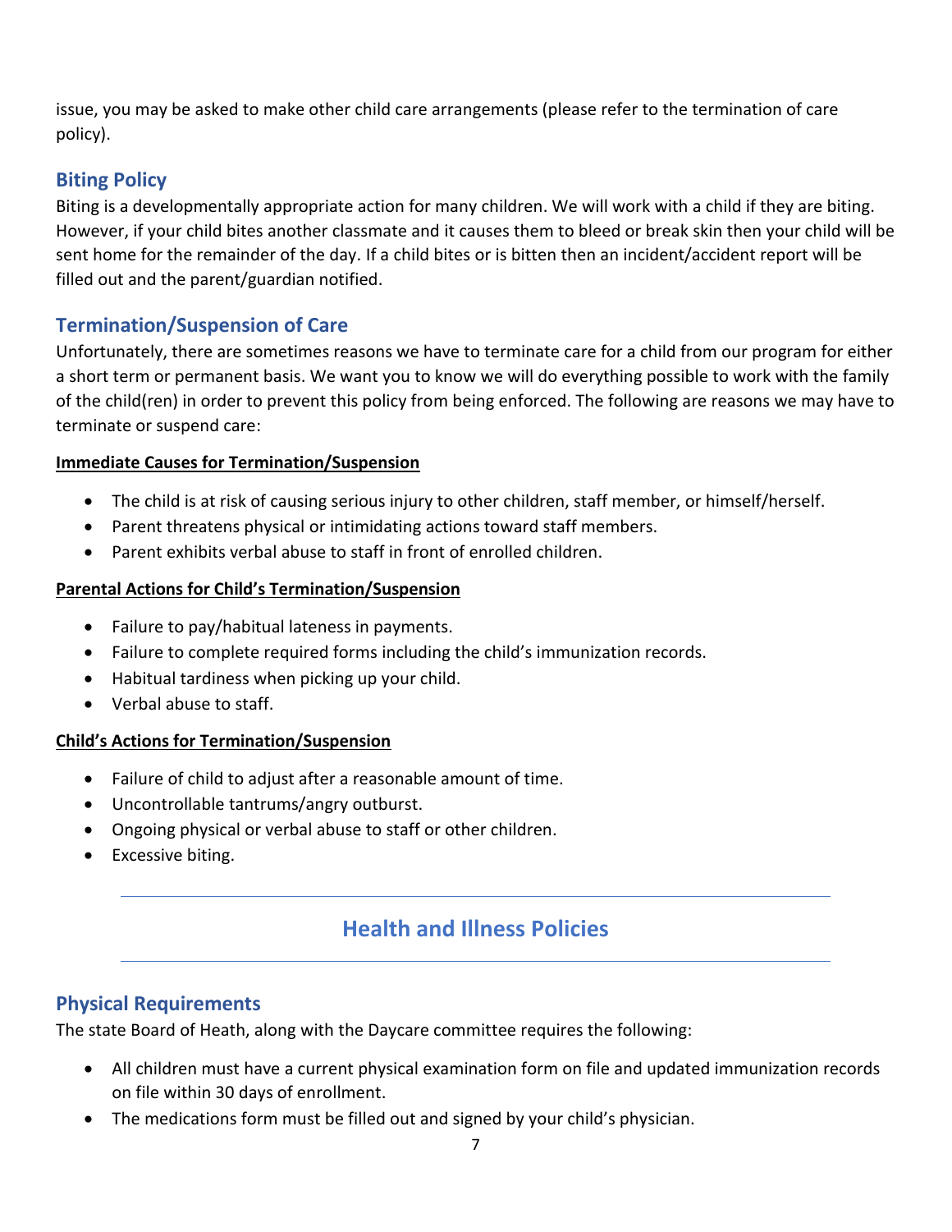issue, you may be asked to make other child care arrangements (please refer to the termination of care policy).

## Biting Policy

Biting is a developmentally appropriate action for many children. We will work with a child if they are biting. However, if your child bites another classmate and it causes them to bleed or break skin then your child will be sent home for the remainder of the day. If a child bites or is bitten then an incident/accident report will be filled out and the parent/guardian notified.

## Termination/Suspension of Care

Unfortunately, there are sometimes reasons we have to terminate care for a child from our program for either a short term or permanent basis. We want you to know we will do everything possible to work with the family of the child(ren) in order to prevent this policy from being enforced. The following are reasons we may have to terminate or suspend care:

**Immediate Causes for Termination/Suspension**

- The child is at risk of causing serious injury to other children, staff member, or himself/herself.
- Parent threatens physical or intimidating actions toward staff members.
- Parent exhibits verbal abuse to staff in front of enrolled children.

**Parental Actions for Child's Termination/Suspension**

- Failure to pay/habitual lateness in payments.
- Failure to complete required forms including the child's immunization records.
- Habitual tardiness when picking up your child.
- Verbal abuse to staff.

**Child's Actions for Termination/Suspension**

- Failure of child to adjust after a reasonable amount of time.
- Uncontrollable tantrums/angry outburst.
- Ongoing physical or verbal abuse to staff or other children.
- Excessive biting.

---

# Health and Illness Policies

---

## Physical Requirements

The state Board of Heath, along with the Daycare committee requires the following:

- All children must have a current physical examination form on file and updated immunization records on file within 30 days of enrollment.
- The medications form must be filled out and signed by your child's physician.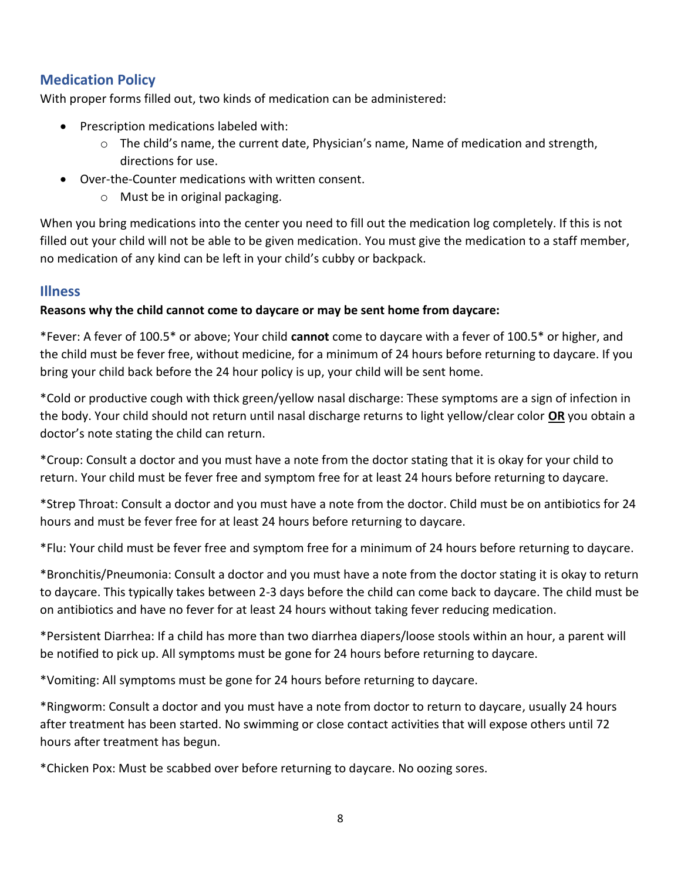## Medication Policy

With proper forms filled out, two kinds of medication can be administered:

- Prescription medications labeled with:
  - The child's name, the current date, Physician's name, Name of medication and strength, directions for use.
- Over-the-Counter medications with written consent.
  - Must be in original packaging.

When you bring medications into the center you need to fill out the medication log completely. If this is not filled out your child will not be able to be given medication. You must give the medication to a staff member, no medication of any kind can be left in your child's cubby or backpack.

## Illness

**Reasons why the child cannot come to daycare or may be sent home from daycare:**

*Fever: A fever of 100.5* or above; Your child **cannot** come to daycare with a fever of 100.5* or higher, and the child must be fever free, without medicine, for a minimum of 24 hours before returning to daycare. If you bring your child back before the 24 hour policy is up, your child will be sent home.

*Cold or productive cough with thick green/yellow nasal discharge: These symptoms are a sign of infection in the body. Your child should not return until nasal discharge returns to light yellow/clear color **OR** you obtain a doctor's note stating the child can return.

*Croup: Consult a doctor and you must have a note from the doctor stating that it is okay for your child to return. Your child must be fever free and symptom free for at least 24 hours before returning to daycare.

*Strep Throat: Consult a doctor and you must have a note from the doctor. Child must be on antibiotics for 24 hours and must be fever free for at least 24 hours before returning to daycare.

*Flu: Your child must be fever free and symptom free for a minimum of 24 hours before returning to daycare.

*Bronchitis/Pneumonia: Consult a doctor and you must have a note from the doctor stating it is okay to return to daycare. This typically takes between 2-3 days before the child can come back to daycare. The child must be on antibiotics and have no fever for at least 24 hours without taking fever reducing medication.

*Persistent Diarrhea: If a child has more than two diarrhea diapers/loose stools within an hour, a parent will be notified to pick up. All symptoms must be gone for 24 hours before returning to daycare.

*Vomiting: All symptoms must be gone for 24 hours before returning to daycare.

*Ringworm: Consult a doctor and you must have a note from doctor to return to daycare, usually 24 hours after treatment has been started. No swimming or close contact activities that will expose others until 72 hours after treatment has begun.

*Chicken Pox: Must be scabbed over before returning to daycare. No oozing sores.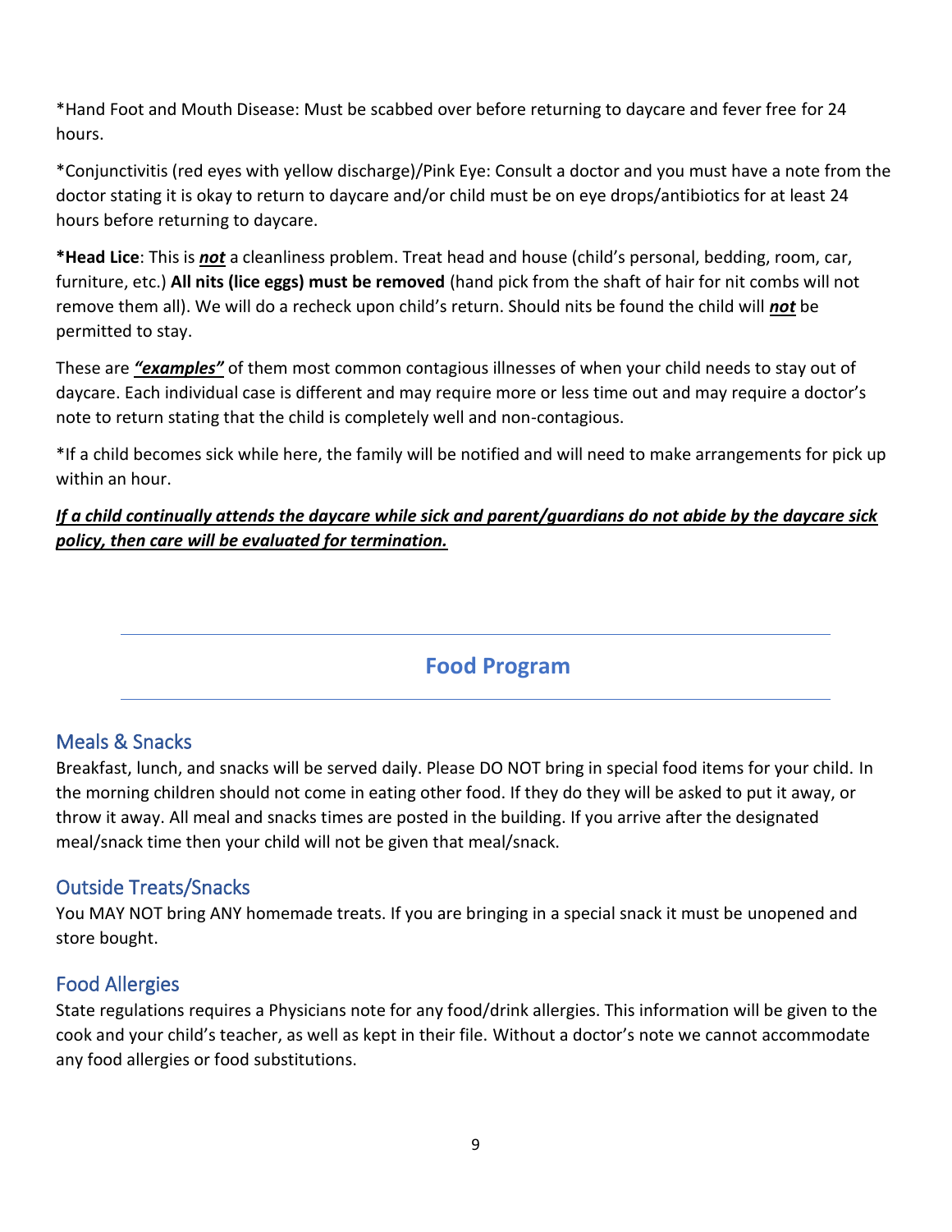*Hand Foot and Mouth Disease: Must be scabbed over before returning to daycare and fever free for 24 hours.

*Conjunctivitis (red eyes with yellow discharge)/Pink Eye: Consult a doctor and you must have a note from the doctor stating it is okay to return to daycare and/or child must be on eye drops/antibiotics for at least 24 hours before returning to daycare.

***Head Lice**: This is ***not*** a cleanliness problem. Treat head and house (child's personal, bedding, room, car, furniture, etc.) **All nits (lice eggs) must be removed** (hand pick from the shaft of hair for nit combs will not remove them all). We will do a recheck upon child's return. Should nits be found the child will ***not*** be permitted to stay.

These are ***"examples"*** of them most common contagious illnesses of when your child needs to stay out of daycare. Each individual case is different and may require more or less time out and may require a doctor's note to return stating that the child is completely well and non-contagious.

*If a child becomes sick while here, the family will be notified and will need to make arrangements for pick up within an hour.

***If a child continually attends the daycare while sick and parent/guardians do not abide by the daycare sick policy, then care will be evaluated for termination.***

## Food Program

### Meals & Snacks

Breakfast, lunch, and snacks will be served daily. Please DO NOT bring in special food items for your child. In the morning children should not come in eating other food. If they do they will be asked to put it away, or throw it away. All meal and snacks times are posted in the building. If you arrive after the designated meal/snack time then your child will not be given that meal/snack.

### Outside Treats/Snacks

You MAY NOT bring ANY homemade treats. If you are bringing in a special snack it must be unopened and store bought.

### Food Allergies

State regulations requires a Physicians note for any food/drink allergies. This information will be given to the cook and your child's teacher, as well as kept in their file. Without a doctor's note we cannot accommodate any food allergies or food substitutions.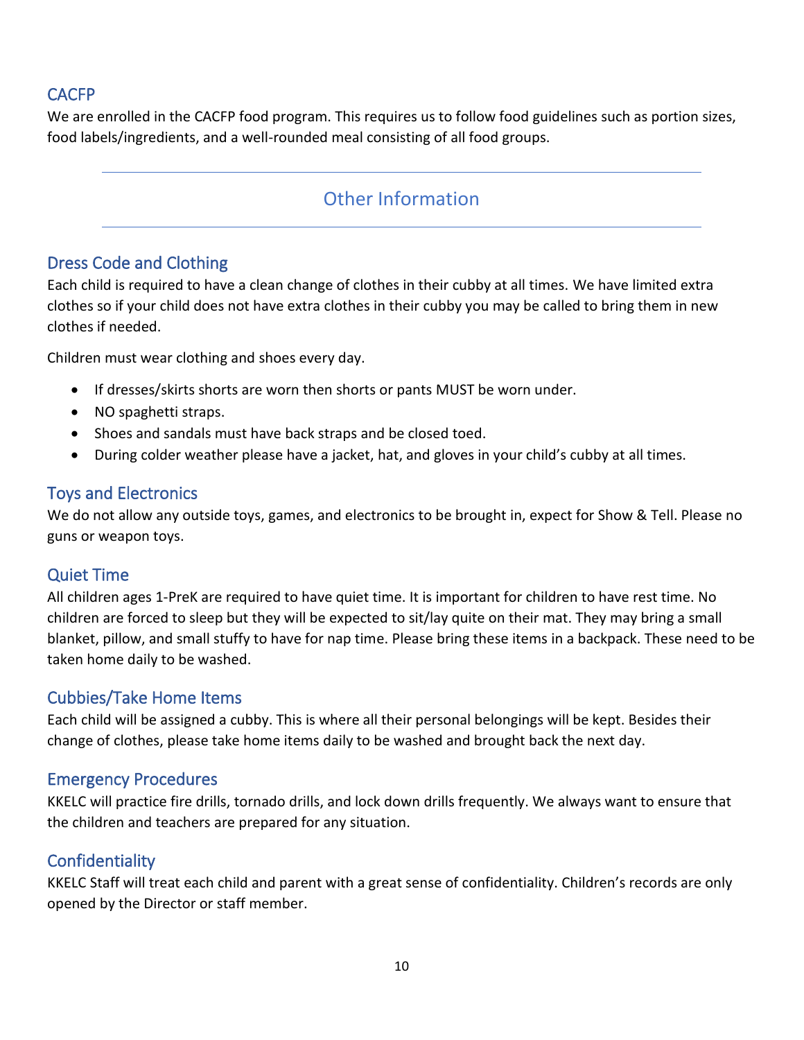## CACFP

We are enrolled in the CACFP food program. This requires us to follow food guidelines such as portion sizes, food labels/ingredients, and a well-rounded meal consisting of all food groups.

# Other Information

## Dress Code and Clothing

Each child is required to have a clean change of clothes in their cubby at all times. We have limited extra clothes so if your child does not have extra clothes in their cubby you may be called to bring them in new clothes if needed.

Children must wear clothing and shoes every day.

- If dresses/skirts shorts are worn then shorts or pants MUST be worn under.
- NO spaghetti straps.
- Shoes and sandals must have back straps and be closed toed.
- During colder weather please have a jacket, hat, and gloves in your child's cubby at all times.

## Toys and Electronics

We do not allow any outside toys, games, and electronics to be brought in, expect for Show & Tell. Please no guns or weapon toys.

## Quiet Time

All children ages 1-PreK are required to have quiet time. It is important for children to have rest time. No children are forced to sleep but they will be expected to sit/lay quite on their mat. They may bring a small blanket, pillow, and small stuffy to have for nap time. Please bring these items in a backpack. These need to be taken home daily to be washed.

## Cubbies/Take Home Items

Each child will be assigned a cubby. This is where all their personal belongings will be kept. Besides their change of clothes, please take home items daily to be washed and brought back the next day.

## Emergency Procedures

KKELC will practice fire drills, tornado drills, and lock down drills frequently. We always want to ensure that the children and teachers are prepared for any situation.

## Confidentiality

KKELC Staff will treat each child and parent with a great sense of confidentiality. Children's records are only opened by the Director or staff member.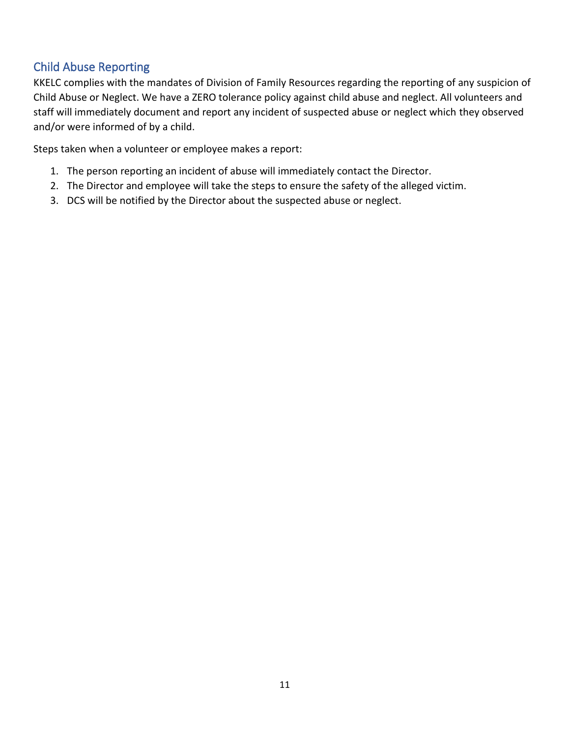## Child Abuse Reporting

KKELC complies with the mandates of Division of Family Resources regarding the reporting of any suspicion of Child Abuse or Neglect. We have a ZERO tolerance policy against child abuse and neglect. All volunteers and staff will immediately document and report any incident of suspected abuse or neglect which they observed and/or were informed of by a child.

Steps taken when a volunteer or employee makes a report:

1. The person reporting an incident of abuse will immediately contact the Director.
2. The Director and employee will take the steps to ensure the safety of the alleged victim.
3. DCS will be notified by the Director about the suspected abuse or neglect.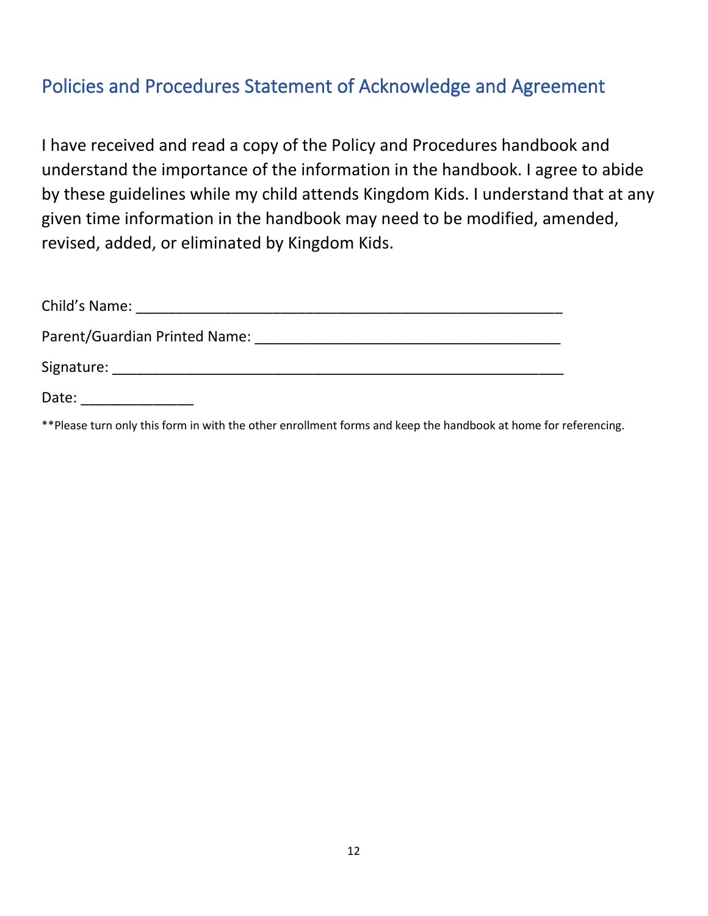## Policies and Procedures Statement of Acknowledge and Agreement

I have received and read a copy of the Policy and Procedures handbook and understand the importance of the information in the handbook. I agree to abide by these guidelines while my child attends Kingdom Kids. I understand that at any given time information in the handbook may need to be modified, amended, revised, added, or eliminated by Kingdom Kids.

Child's Name: ___________________________________________________

Parent/Guardian Printed Name: ____________________________________

Signature: _______________________________________________________

Date: _____________

**Please turn only this form in with the other enrollment forms and keep the handbook at home for referencing.